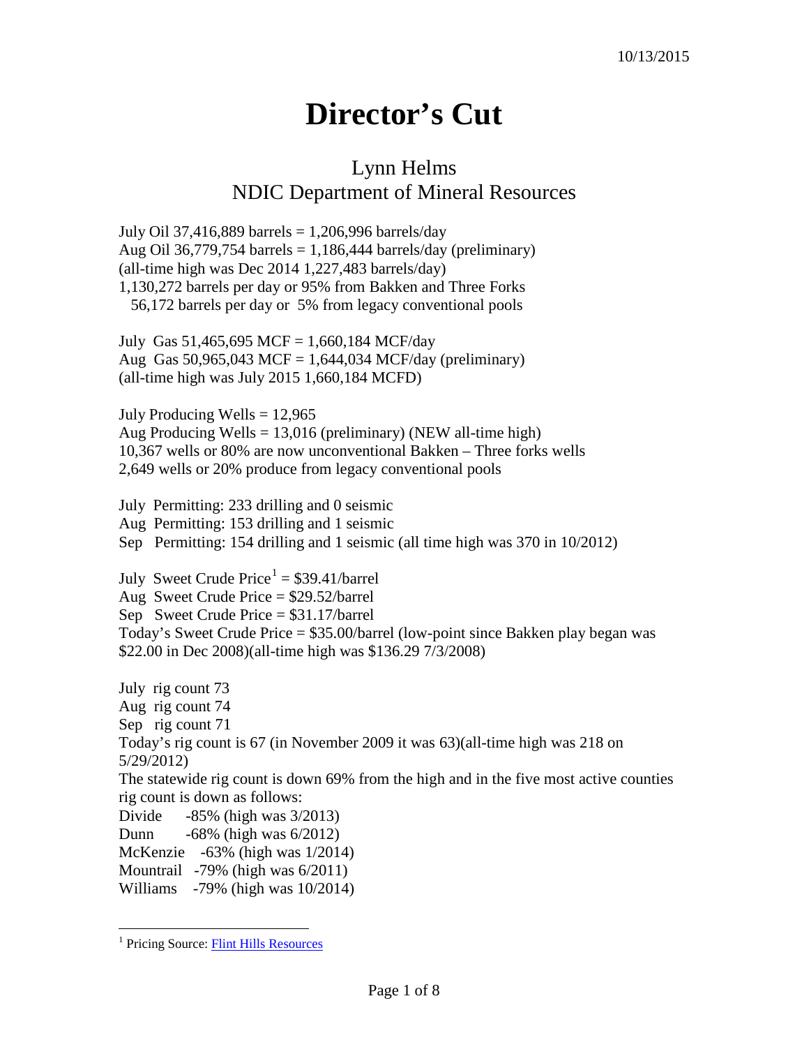10/13/2015

# Director's Cut

## Lynn Helms
## NDIC Department of Mineral Resources

July Oil 37,416,889 barrels = 1,206,996 barrels/day
Aug Oil 36,779,754 barrels = 1,186,444 barrels/day (preliminary)
(all-time high was Dec 2014 1,227,483 barrels/day)
1,130,272 barrels per day or 95% from Bakken and Three Forks
56,172 barrels per day or 5% from legacy conventional pools

July Gas 51,465,695 MCF = 1,660,184 MCF/day
Aug Gas 50,965,043 MCF = 1,644,034 MCF/day (preliminary)
(all-time high was July 2015 1,660,184 MCFD)

July Producing Wells = 12,965
Aug Producing Wells = 13,016 (preliminary) (NEW all-time high)
10,367 wells or 80% are now unconventional Bakken – Three forks wells
2,649 wells or 20% produce from legacy conventional pools

July Permitting: 233 drilling and 0 seismic
Aug Permitting: 153 drilling and 1 seismic
Sep Permitting: 154 drilling and 1 seismic (all time high was 370 in 10/2012)

July Sweet Crude Price[1] = $39.41/barrel
Aug Sweet Crude Price = $29.52/barrel
Sep Sweet Crude Price = $31.17/barrel
Today's Sweet Crude Price = $35.00/barrel (low-point since Bakken play began was $22.00 in Dec 2008)(all-time high was $136.29 7/3/2008)

July rig count 73
Aug rig count 74
Sep rig count 71
Today's rig count is 67 (in November 2009 it was 63)(all-time high was 218 on 5/29/2012)
The statewide rig count is down 69% from the high and in the five most active counties rig count is down as follows:
Divide -85% (high was 3/2013)
Dunn -68% (high was 6/2012)
McKenzie -63% (high was 1/2014)
Mountrail -79% (high was 6/2011)
Williams -79% (high was 10/2014)

[1] Pricing Source: Flint Hills Resources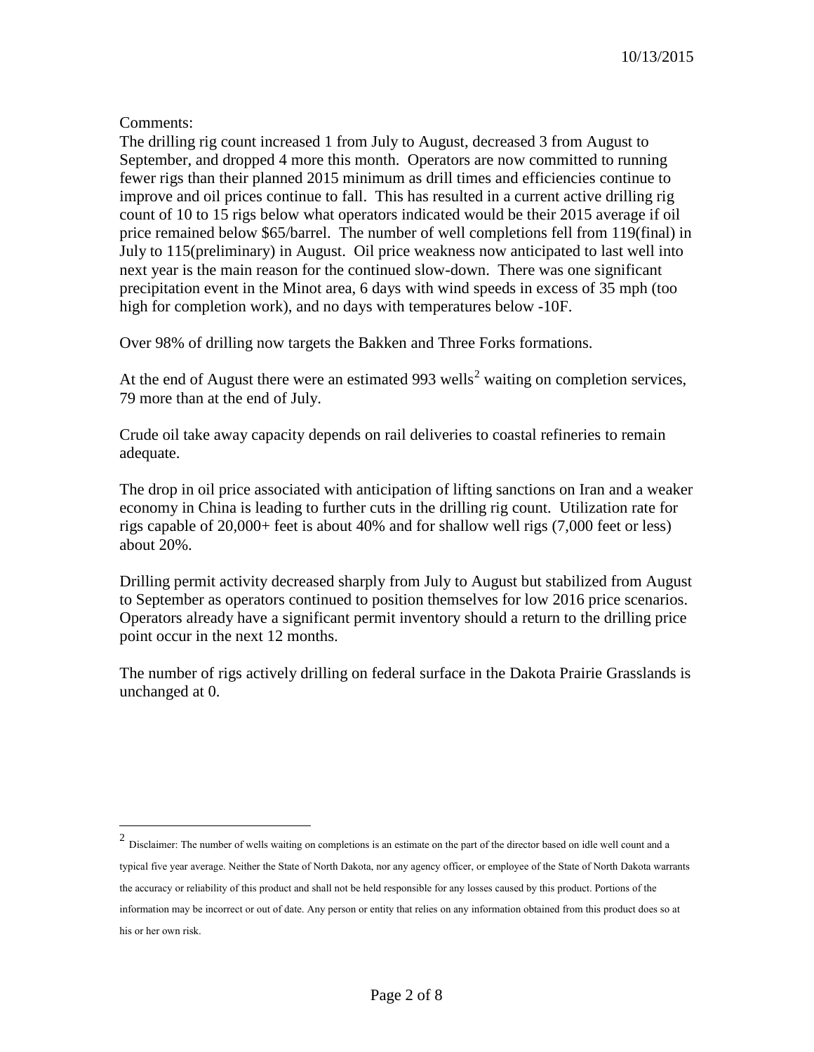Comments:

The drilling rig count increased 1 from July to August, decreased 3 from August to September, and dropped 4 more this month. Operators are now committed to running fewer rigs than their planned 2015 minimum as drill times and efficiencies continue to improve and oil prices continue to fall. This has resulted in a current active drilling rig count of 10 to 15 rigs below what operators indicated would be their 2015 average if oil price remained below $65/barrel. The number of well completions fell from 119(final) in July to 115(preliminary) in August. Oil price weakness now anticipated to last well into next year is the main reason for the continued slow-down. There was one significant precipitation event in the Minot area, 6 days with wind speeds in excess of 35 mph (too high for completion work), and no days with temperatures below -10F.

Over 98% of drilling now targets the Bakken and Three Forks formations.

At the end of August there were an estimated 993 wells[2] waiting on completion services, 79 more than at the end of July.

Crude oil take away capacity depends on rail deliveries to coastal refineries to remain adequate.

The drop in oil price associated with anticipation of lifting sanctions on Iran and a weaker economy in China is leading to further cuts in the drilling rig count. Utilization rate for rigs capable of 20,000+ feet is about 40% and for shallow well rigs (7,000 feet or less) about 20%.

Drilling permit activity decreased sharply from July to August but stabilized from August to September as operators continued to position themselves for low 2016 price scenarios. Operators already have a significant permit inventory should a return to the drilling price point occur in the next 12 months.

The number of rigs actively drilling on federal surface in the Dakota Prairie Grasslands is unchanged at 0.

[2] Disclaimer: The number of wells waiting on completions is an estimate on the part of the director based on idle well count and a typical five year average. Neither the State of North Dakota, nor any agency officer, or employee of the State of North Dakota warrants the accuracy or reliability of this product and shall not be held responsible for any losses caused by this product. Portions of the information may be incorrect or out of date. Any person or entity that relies on any information obtained from this product does so at his or her own risk.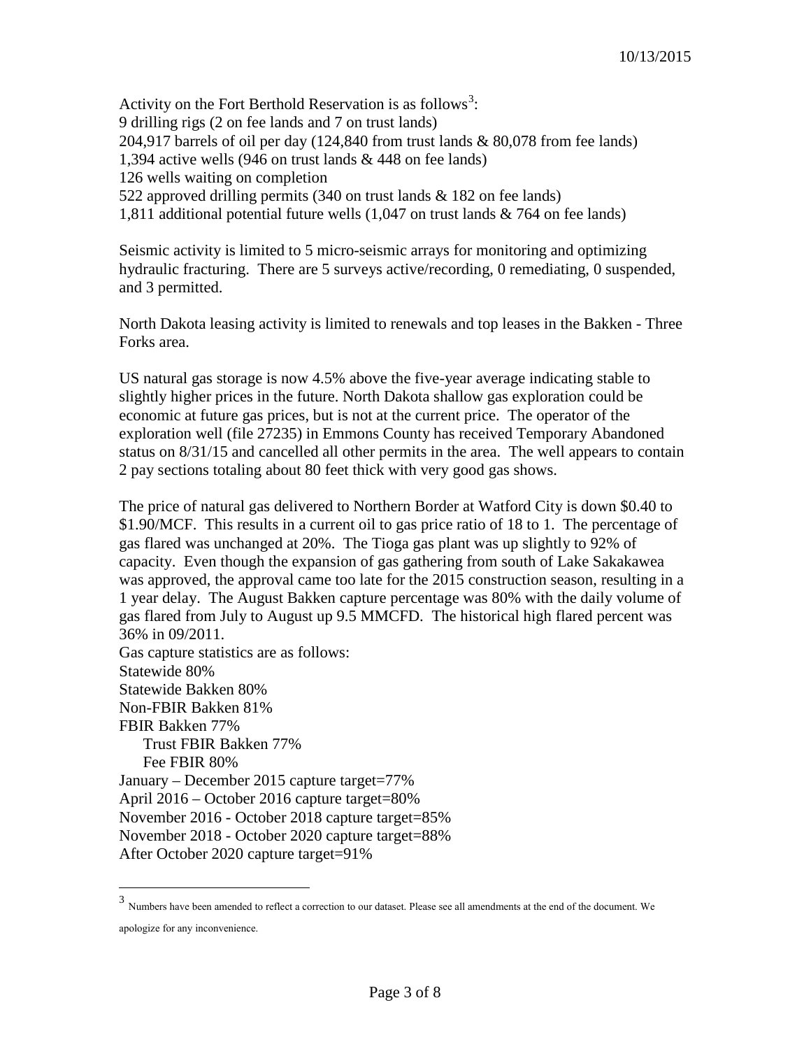Activity on the Fort Berthold Reservation is as follows[3]:
9 drilling rigs (2 on fee lands and 7 on trust lands)
204,917 barrels of oil per day (124,840 from trust lands & 80,078 from fee lands)
1,394 active wells (946 on trust lands & 448 on fee lands)
126 wells waiting on completion
522 approved drilling permits (340 on trust lands & 182 on fee lands)
1,811 additional potential future wells (1,047 on trust lands & 764 on fee lands)

Seismic activity is limited to 5 micro-seismic arrays for monitoring and optimizing hydraulic fracturing. There are 5 surveys active/recording, 0 remediating, 0 suspended, and 3 permitted.

North Dakota leasing activity is limited to renewals and top leases in the Bakken - Three Forks area.

US natural gas storage is now 4.5% above the five-year average indicating stable to slightly higher prices in the future. North Dakota shallow gas exploration could be economic at future gas prices, but is not at the current price. The operator of the exploration well (file 27235) in Emmons County has received Temporary Abandoned status on 8/31/15 and cancelled all other permits in the area. The well appears to contain 2 pay sections totaling about 80 feet thick with very good gas shows.

The price of natural gas delivered to Northern Border at Watford City is down $0.40 to $1.90/MCF. This results in a current oil to gas price ratio of 18 to 1. The percentage of gas flared was unchanged at 20%. The Tioga gas plant was up slightly to 92% of capacity. Even though the expansion of gas gathering from south of Lake Sakakawea was approved, the approval came too late for the 2015 construction season, resulting in a 1 year delay. The August Bakken capture percentage was 80% with the daily volume of gas flared from July to August up 9.5 MMCFD. The historical high flared percent was 36% in 09/2011.

Gas capture statistics are as follows:
Statewide 80%
Statewide Bakken 80%
Non-FBIR Bakken 81%
FBIR Bakken 77%
- Trust FBIR Bakken 77%
- Fee FBIR 80%

January – December 2015 capture target=77%
April 2016 – October 2016 capture target=80%
November 2016 - October 2018 capture target=85%
November 2018 - October 2020 capture target=88%
After October 2020 capture target=91%

[3] Numbers have been amended to reflect a correction to our dataset. Please see all amendments at the end of the document. We apologize for any inconvenience.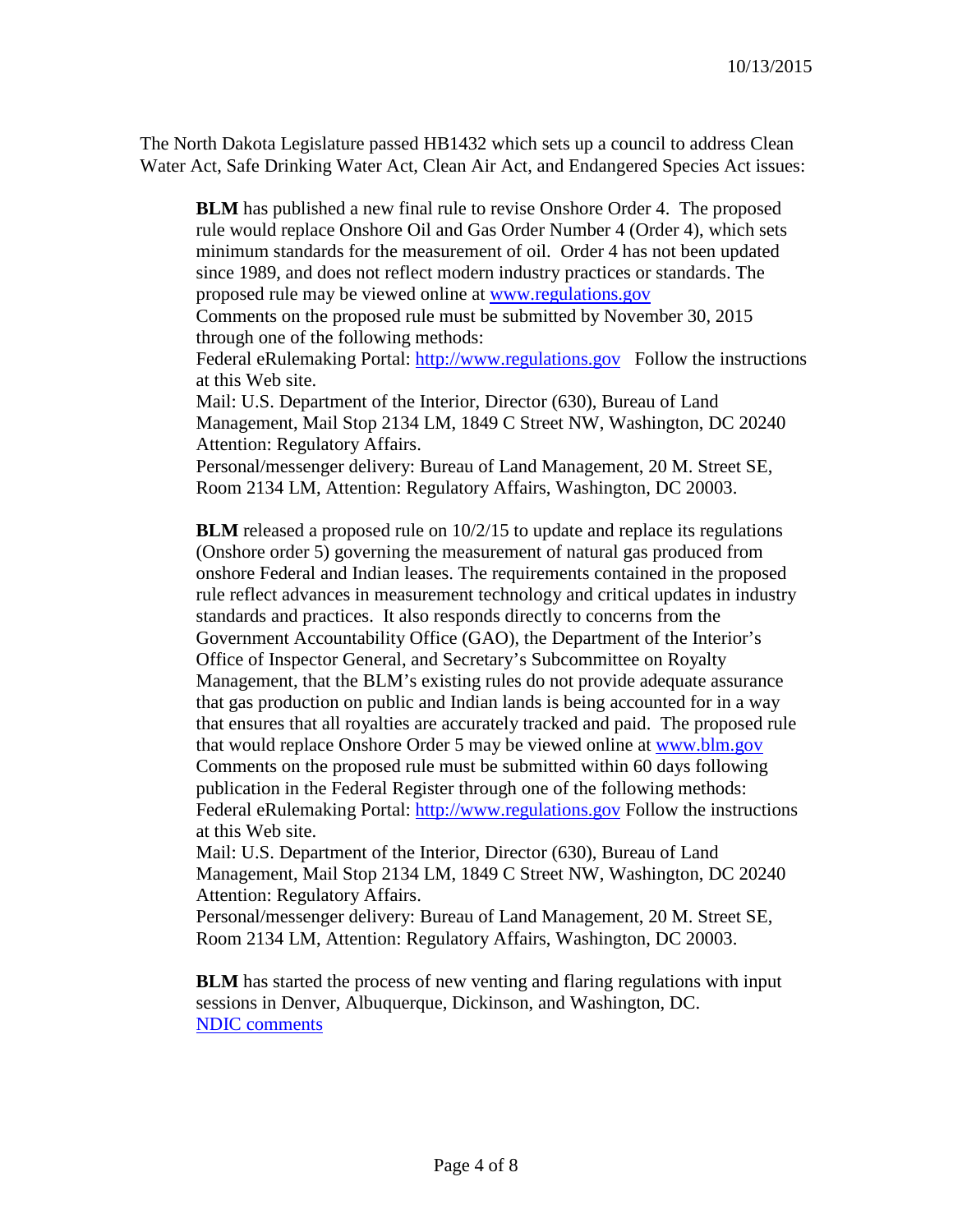The North Dakota Legislature passed HB1432 which sets up a council to address Clean Water Act, Safe Drinking Water Act, Clean Air Act, and Endangered Species Act issues:

> **BLM** has published a new final rule to revise Onshore Order 4. The proposed rule would replace Onshore Oil and Gas Order Number 4 (Order 4), which sets minimum standards for the measurement of oil. Order 4 has not been updated since 1989, and does not reflect modern industry practices or standards. The proposed rule may be viewed online at [www.regulations.gov](www.regulations.gov)
> Comments on the proposed rule must be submitted by November 30, 2015 through one of the following methods:
> Federal eRulemaking Portal: [http://www.regulations.gov](http://www.regulations.gov) Follow the instructions at this Web site.
> Mail: U.S. Department of the Interior, Director (630), Bureau of Land Management, Mail Stop 2134 LM, 1849 C Street NW, Washington, DC 20240 Attention: Regulatory Affairs.
> Personal/messenger delivery: Bureau of Land Management, 20 M. Street SE, Room 2134 LM, Attention: Regulatory Affairs, Washington, DC 20003.
>
> **BLM** released a proposed rule on 10/2/15 to update and replace its regulations (Onshore order 5) governing the measurement of natural gas produced from onshore Federal and Indian leases. The requirements contained in the proposed rule reflect advances in measurement technology and critical updates in industry standards and practices. It also responds directly to concerns from the Government Accountability Office (GAO), the Department of the Interior's Office of Inspector General, and Secretary's Subcommittee on Royalty Management, that the BLM's existing rules do not provide adequate assurance that gas production on public and Indian lands is being accounted for in a way that ensures that all royalties are accurately tracked and paid. The proposed rule that would replace Onshore Order 5 may be viewed online at [www.blm.gov](www.blm.gov)
> Comments on the proposed rule must be submitted within 60 days following publication in the Federal Register through one of the following methods:
> Federal eRulemaking Portal: [http://www.regulations.gov](http://www.regulations.gov) Follow the instructions at this Web site.
> Mail: U.S. Department of the Interior, Director (630), Bureau of Land Management, Mail Stop 2134 LM, 1849 C Street NW, Washington, DC 20240 Attention: Regulatory Affairs.
> Personal/messenger delivery: Bureau of Land Management, 20 M. Street SE, Room 2134 LM, Attention: Regulatory Affairs, Washington, DC 20003.
>
> **BLM** has started the process of new venting and flaring regulations with input sessions in Denver, Albuquerque, Dickinson, and Washington, DC.
> NDIC comments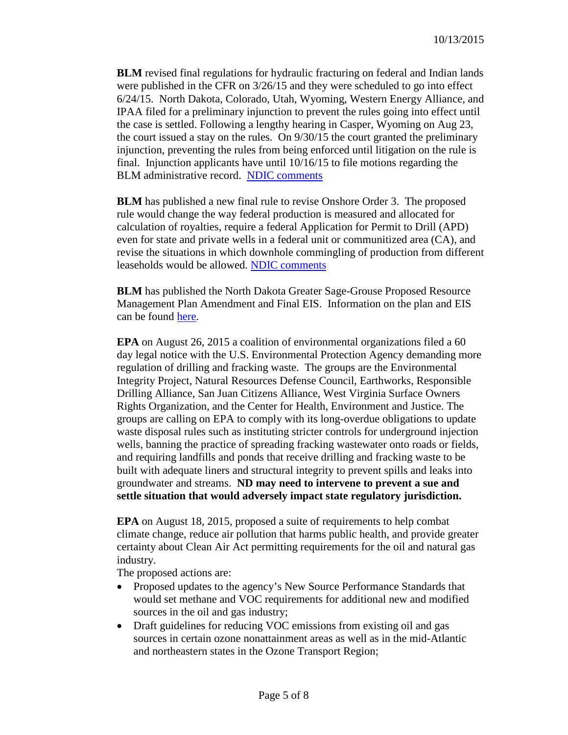10/13/2015

**BLM** revised final regulations for hydraulic fracturing on federal and Indian lands were published in the CFR on 3/26/15 and they were scheduled to go into effect 6/24/15. North Dakota, Colorado, Utah, Wyoming, Western Energy Alliance, and IPAA filed for a preliminary injunction to prevent the rules going into effect until the case is settled. Following a lengthy hearing in Casper, Wyoming on Aug 23, the court issued a stay on the rules. On 9/30/15 the court granted the preliminary injunction, preventing the rules from being enforced until litigation on the rule is final. Injunction applicants have until 10/16/15 to file motions regarding the BLM administrative record. NDIC comments

**BLM** has published a new final rule to revise Onshore Order 3. The proposed rule would change the way federal production is measured and allocated for calculation of royalties, require a federal Application for Permit to Drill (APD) even for state and private wells in a federal unit or communitized area (CA), and revise the situations in which downhole commingling of production from different leaseholds would be allowed. NDIC comments

**BLM** has published the North Dakota Greater Sage-Grouse Proposed Resource Management Plan Amendment and Final EIS. Information on the plan and EIS can be found here.

**EPA** on August 26, 2015 a coalition of environmental organizations filed a 60 day legal notice with the U.S. Environmental Protection Agency demanding more regulation of drilling and fracking waste. The groups are the Environmental Integrity Project, Natural Resources Defense Council, Earthworks, Responsible Drilling Alliance, San Juan Citizens Alliance, West Virginia Surface Owners Rights Organization, and the Center for Health, Environment and Justice. The groups are calling on EPA to comply with its long-overdue obligations to update waste disposal rules such as instituting stricter controls for underground injection wells, banning the practice of spreading fracking wastewater onto roads or fields, and requiring landfills and ponds that receive drilling and fracking waste to be built with adequate liners and structural integrity to prevent spills and leaks into groundwater and streams. **ND may need to intervene to prevent a sue and settle situation that would adversely impact state regulatory jurisdiction.**

**EPA** on August 18, 2015, proposed a suite of requirements to help combat climate change, reduce air pollution that harms public health, and provide greater certainty about Clean Air Act permitting requirements for the oil and natural gas industry.

The proposed actions are:

- Proposed updates to the agency's New Source Performance Standards that would set methane and VOC requirements for additional new and modified sources in the oil and gas industry;
- Draft guidelines for reducing VOC emissions from existing oil and gas sources in certain ozone nonattainment areas as well as in the mid-Atlantic and northeastern states in the Ozone Transport Region;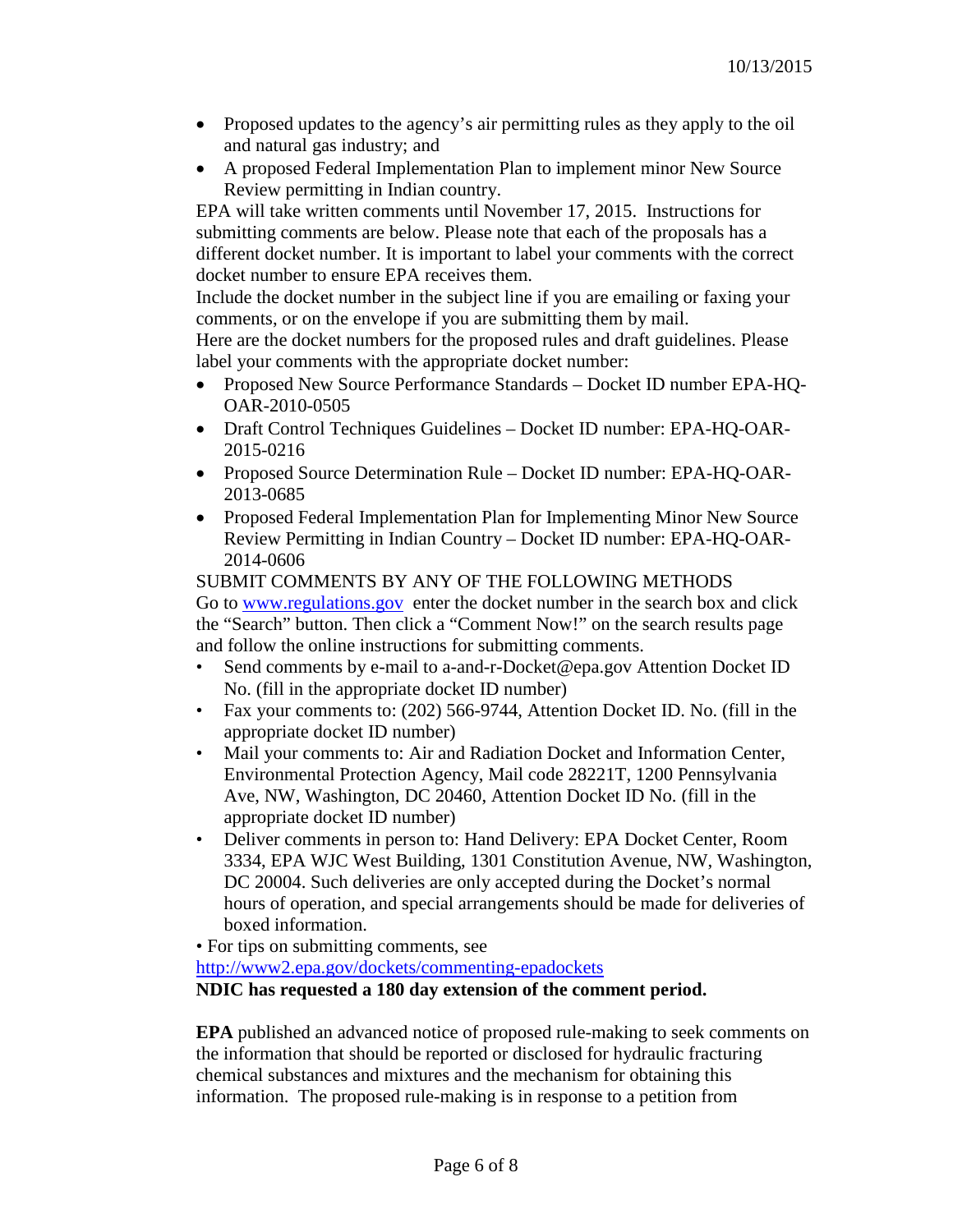- Proposed updates to the agency's air permitting rules as they apply to the oil and natural gas industry; and
- A proposed Federal Implementation Plan to implement minor New Source Review permitting in Indian country.

EPA will take written comments until November 17, 2015. Instructions for submitting comments are below. Please note that each of the proposals has a different docket number. It is important to label your comments with the correct docket number to ensure EPA receives them.

Include the docket number in the subject line if you are emailing or faxing your comments, or on the envelope if you are submitting them by mail.

Here are the docket numbers for the proposed rules and draft guidelines. Please label your comments with the appropriate docket number:

- Proposed New Source Performance Standards – Docket ID number EPA-HQ-OAR-2010-0505
- Draft Control Techniques Guidelines – Docket ID number: EPA-HQ-OAR-2015-0216
- Proposed Source Determination Rule – Docket ID number: EPA-HQ-OAR-2013-0685
- Proposed Federal Implementation Plan for Implementing Minor New Source Review Permitting in Indian Country – Docket ID number: EPA-HQ-OAR-2014-0606

SUBMIT COMMENTS BY ANY OF THE FOLLOWING METHODS

Go to [www.regulations.gov](www.regulations.gov) enter the docket number in the search box and click the "Search" button. Then click a "Comment Now!" on the search results page and follow the online instructions for submitting comments.

- Send comments by e-mail to a-and-r-Docket@epa.gov Attention Docket ID No. (fill in the appropriate docket ID number)
- Fax your comments to: (202) 566-9744, Attention Docket ID. No. (fill in the appropriate docket ID number)
- Mail your comments to: Air and Radiation Docket and Information Center, Environmental Protection Agency, Mail code 28221T, 1200 Pennsylvania Ave, NW, Washington, DC 20460, Attention Docket ID No. (fill in the appropriate docket ID number)
- Deliver comments in person to: Hand Delivery: EPA Docket Center, Room 3334, EPA WJC West Building, 1301 Constitution Avenue, NW, Washington, DC 20004. Such deliveries are only accepted during the Docket's normal hours of operation, and special arrangements should be made for deliveries of boxed information.

• For tips on submitting comments, see [http://www2.epa.gov/dockets/commenting-epadockets](http://www2.epa.gov/dockets/commenting-epadockets)

**NDIC has requested a 180 day extension of the comment period.**

**EPA** published an advanced notice of proposed rule-making to seek comments on the information that should be reported or disclosed for hydraulic fracturing chemical substances and mixtures and the mechanism for obtaining this information. The proposed rule-making is in response to a petition from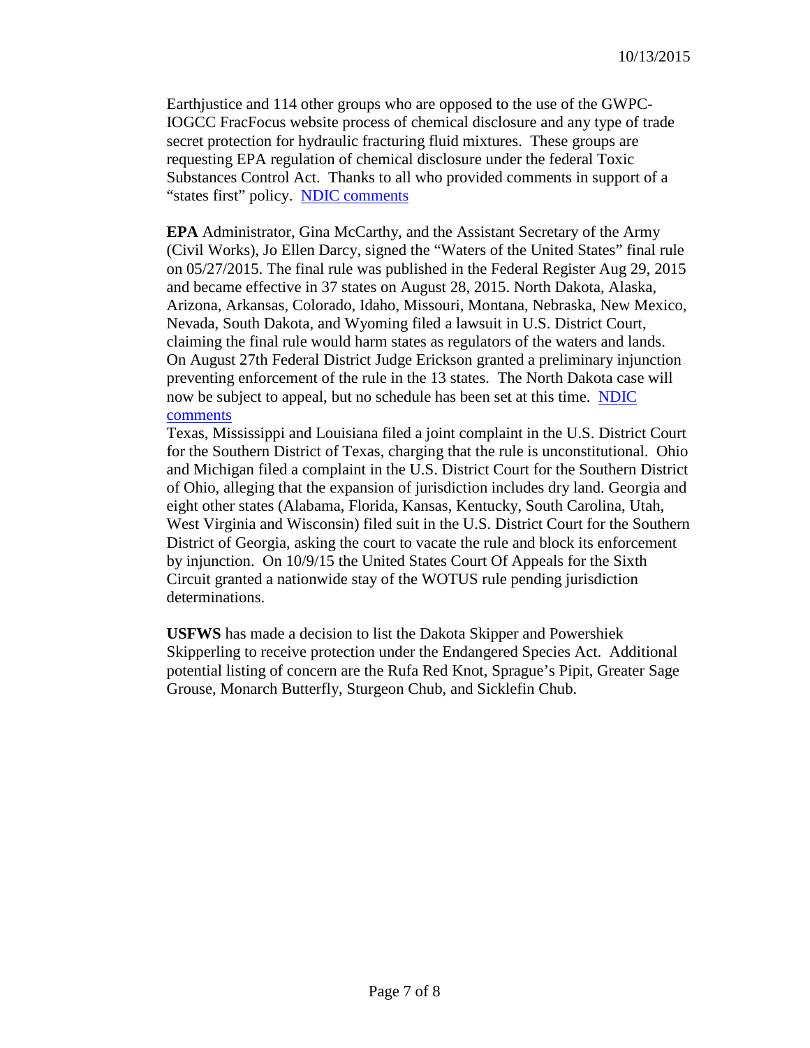Earthjustice and 114 other groups who are opposed to the use of the GWPC-IOGCC FracFocus website process of chemical disclosure and any type of trade secret protection for hydraulic fracturing fluid mixtures. These groups are requesting EPA regulation of chemical disclosure under the federal Toxic Substances Control Act. Thanks to all who provided comments in support of a "states first" policy. [NDIC comments]

**EPA** Administrator, Gina McCarthy, and the Assistant Secretary of the Army (Civil Works), Jo Ellen Darcy, signed the "Waters of the United States" final rule on 05/27/2015. The final rule was published in the Federal Register Aug 29, 2015 and became effective in 37 states on August 28, 2015. North Dakota, Alaska, Arizona, Arkansas, Colorado, Idaho, Missouri, Montana, Nebraska, New Mexico, Nevada, South Dakota, and Wyoming filed a lawsuit in U.S. District Court, claiming the final rule would harm states as regulators of the waters and lands. On August 27th Federal District Judge Erickson granted a preliminary injunction preventing enforcement of the rule in the 13 states. The North Dakota case will now be subject to appeal, but no schedule has been set at this time. [NDIC comments]

Texas, Mississippi and Louisiana filed a joint complaint in the U.S. District Court for the Southern District of Texas, charging that the rule is unconstitutional. Ohio and Michigan filed a complaint in the U.S. District Court for the Southern District of Ohio, alleging that the expansion of jurisdiction includes dry land. Georgia and eight other states (Alabama, Florida, Kansas, Kentucky, South Carolina, Utah, West Virginia and Wisconsin) filed suit in the U.S. District Court for the Southern District of Georgia, asking the court to vacate the rule and block its enforcement by injunction. On 10/9/15 the United States Court Of Appeals for the Sixth Circuit granted a nationwide stay of the WOTUS rule pending jurisdiction determinations.

**USFWS** has made a decision to list the Dakota Skipper and Powershiek Skipperling to receive protection under the Endangered Species Act. Additional potential listing of concern are the Rufa Red Knot, Sprague's Pipit, Greater Sage Grouse, Monarch Butterfly, Sturgeon Chub, and Sicklefin Chub.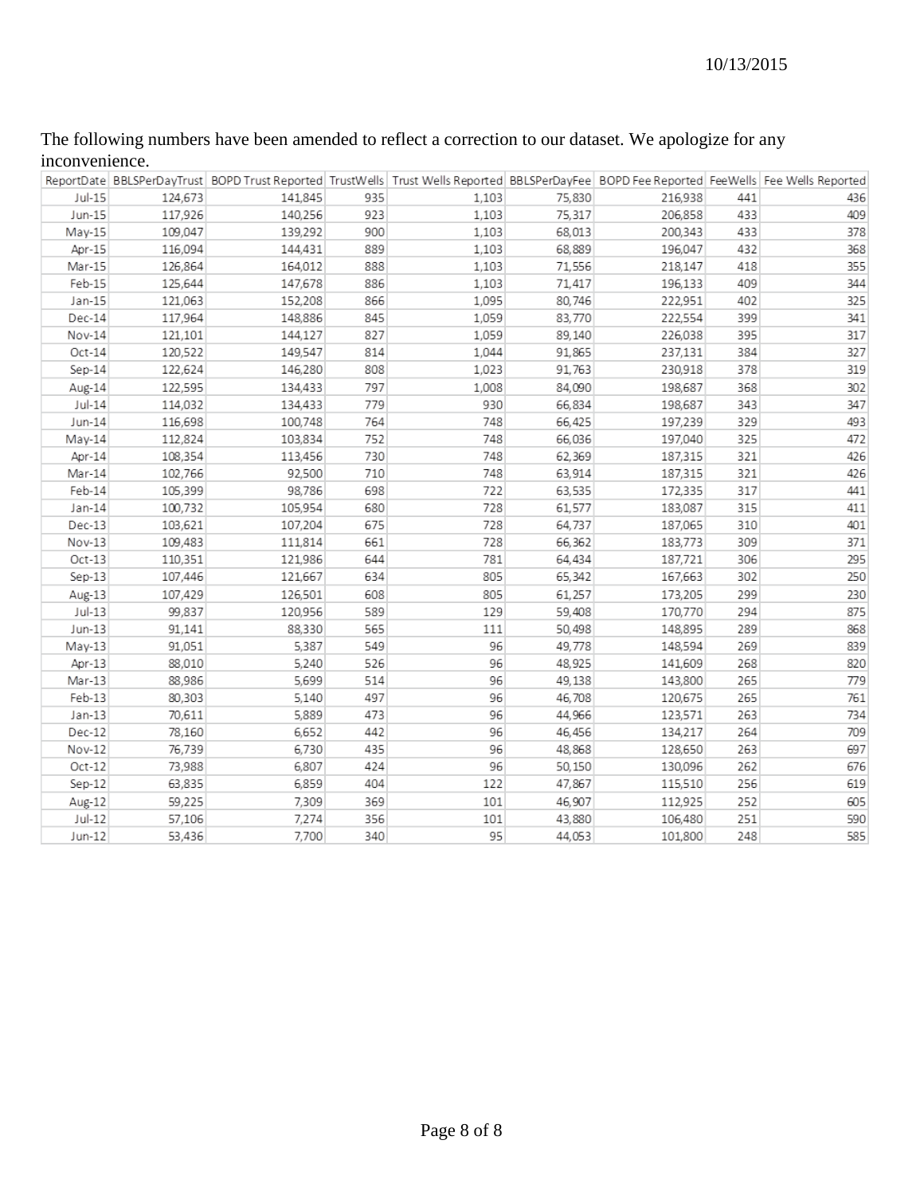10/13/2015

The following numbers have been amended to reflect a correction to our dataset. We apologize for any inconvenience.

| ReportDate | BBLSPerDayTrust | BOPD Trust Reported | TrustWells | Trust Wells Reported | BBLSPerDayFee | BOPD Fee Reported | FeeWells | Fee Wells Reported |
|---|---|---|---|---|---|---|---|---|
| Jul-15 | 124,673 | 141,845 | 935 | 1,103 | 75,830 | 216,938 | 441 | 436 |
| Jun-15 | 117,926 | 140,256 | 923 | 1,103 | 75,317 | 206,858 | 433 | 409 |
| May-15 | 109,047 | 139,292 | 900 | 1,103 | 68,013 | 200,343 | 433 | 378 |
| Apr-15 | 116,094 | 144,431 | 889 | 1,103 | 68,889 | 196,047 | 432 | 368 |
| Mar-15 | 126,864 | 164,012 | 888 | 1,103 | 71,556 | 218,147 | 418 | 355 |
| Feb-15 | 125,644 | 147,678 | 886 | 1,103 | 71,417 | 196,133 | 409 | 344 |
| Jan-15 | 121,063 | 152,208 | 866 | 1,095 | 80,746 | 222,951 | 402 | 325 |
| Dec-14 | 117,964 | 148,886 | 845 | 1,059 | 83,770 | 222,554 | 399 | 341 |
| Nov-14 | 121,101 | 144,127 | 827 | 1,059 | 89,140 | 226,038 | 395 | 317 |
| Oct-14 | 120,522 | 149,547 | 814 | 1,044 | 91,865 | 237,131 | 384 | 327 |
| Sep-14 | 122,624 | 146,280 | 808 | 1,023 | 91,763 | 230,918 | 378 | 319 |
| Aug-14 | 122,595 | 134,433 | 797 | 1,008 | 84,090 | 198,687 | 368 | 302 |
| Jul-14 | 114,032 | 134,433 | 779 | 930 | 66,834 | 198,687 | 343 | 347 |
| Jun-14 | 116,698 | 100,748 | 764 | 748 | 66,425 | 197,239 | 329 | 493 |
| May-14 | 112,824 | 103,834 | 752 | 748 | 66,036 | 197,040 | 325 | 472 |
| Apr-14 | 108,354 | 113,456 | 730 | 748 | 62,369 | 187,315 | 321 | 426 |
| Mar-14 | 102,766 | 92,500 | 710 | 748 | 63,914 | 187,315 | 321 | 426 |
| Feb-14 | 105,399 | 98,786 | 698 | 722 | 63,535 | 172,335 | 317 | 441 |
| Jan-14 | 100,732 | 105,954 | 680 | 728 | 61,577 | 183,087 | 315 | 411 |
| Dec-13 | 103,621 | 107,204 | 675 | 728 | 64,737 | 187,065 | 310 | 401 |
| Nov-13 | 109,483 | 111,814 | 661 | 728 | 66,362 | 183,773 | 309 | 371 |
| Oct-13 | 110,351 | 121,986 | 644 | 781 | 64,434 | 187,721 | 306 | 295 |
| Sep-13 | 107,446 | 121,667 | 634 | 805 | 65,342 | 167,663 | 302 | 250 |
| Aug-13 | 107,429 | 126,501 | 608 | 805 | 61,257 | 173,205 | 299 | 230 |
| Jul-13 | 99,837 | 120,956 | 589 | 129 | 59,408 | 170,770 | 294 | 875 |
| Jun-13 | 91,141 | 88,330 | 565 | 111 | 50,498 | 148,895 | 289 | 868 |
| May-13 | 91,051 | 5,387 | 549 | 96 | 49,778 | 148,594 | 269 | 839 |
| Apr-13 | 88,010 | 5,240 | 526 | 96 | 48,925 | 141,609 | 268 | 820 |
| Mar-13 | 88,986 | 5,699 | 514 | 96 | 49,138 | 143,800 | 265 | 779 |
| Feb-13 | 80,303 | 5,140 | 497 | 96 | 46,708 | 120,675 | 265 | 761 |
| Jan-13 | 70,611 | 5,889 | 473 | 96 | 44,966 | 123,571 | 263 | 734 |
| Dec-12 | 78,160 | 6,652 | 442 | 96 | 46,456 | 134,217 | 264 | 709 |
| Nov-12 | 76,739 | 6,730 | 435 | 96 | 48,868 | 128,650 | 263 | 697 |
| Oct-12 | 73,988 | 6,807 | 424 | 96 | 50,150 | 130,096 | 262 | 676 |
| Sep-12 | 63,835 | 6,859 | 404 | 122 | 47,867 | 115,510 | 256 | 619 |
| Aug-12 | 59,225 | 7,309 | 369 | 101 | 46,907 | 112,925 | 252 | 605 |
| Jul-12 | 57,106 | 7,274 | 356 | 101 | 43,880 | 106,480 | 251 | 590 |
| Jun-12 | 53,436 | 7,700 | 340 | 95 | 44,053 | 101,800 | 248 | 585 |